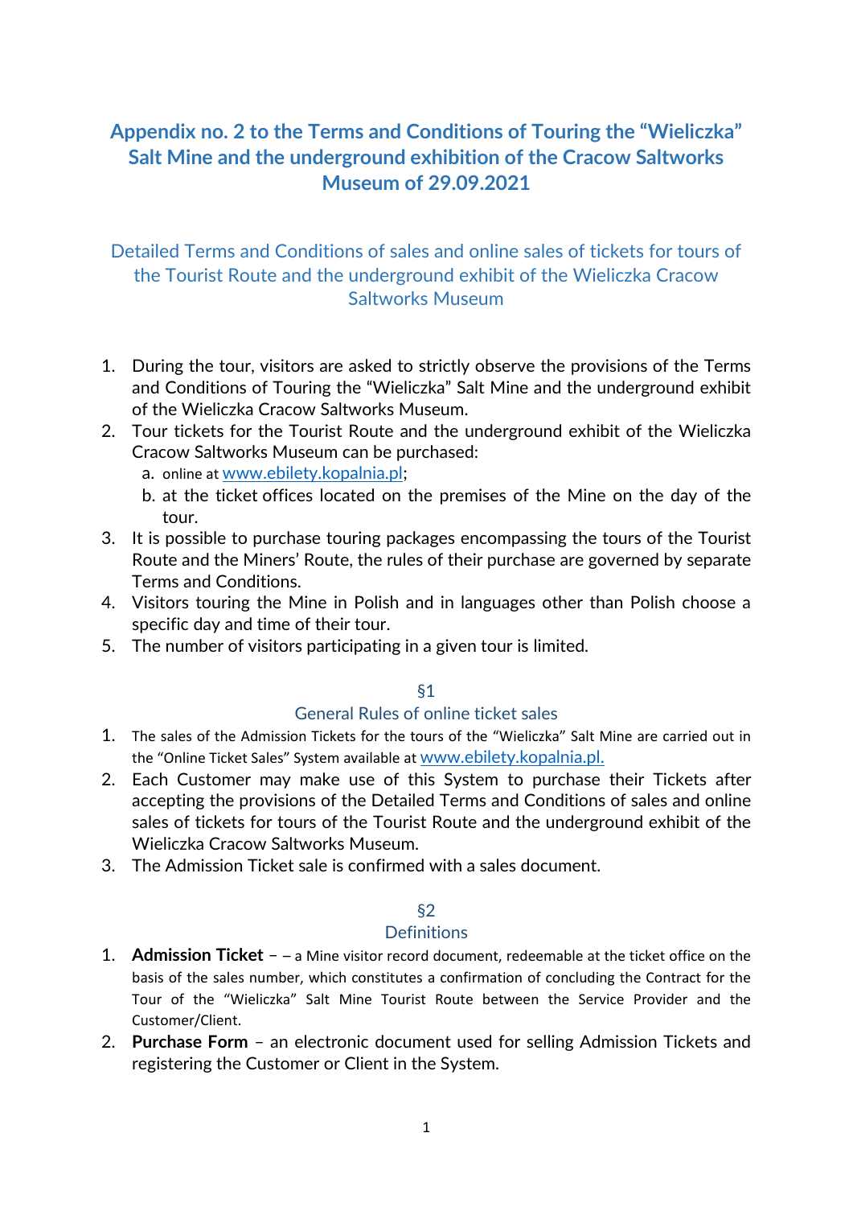# Appendix no. 2 to the Terms and Conditions of Touring the "Wieliczka" Salt Mine and the underground exhibition of the Cracow Saltworks Museum of 29.09.2021

## Detailed Terms and Conditions of sales and online sales of tickets for tours of the Tourist Route and the underground exhibit of the Wieliczka Cracow Saltworks Museum

1. During the tour, visitors are asked to strictly observe the provisions of the Terms and Conditions of Touring the "Wieliczka" Salt Mine and the underground exhibit of the Wieliczka Cracow Saltworks Museum.
2. Tour tickets for the Tourist Route and the underground exhibit of the Wieliczka Cracow Saltworks Museum can be purchased:
   a. online at www.ebilety.kopalnia.pl;
   b. at the ticket offices located on the premises of the Mine on the day of the tour.
3. It is possible to purchase touring packages encompassing the tours of the Tourist Route and the Miners' Route, the rules of their purchase are governed by separate Terms and Conditions.
4. Visitors touring the Mine in Polish and in languages other than Polish choose a specific day and time of their tour.
5. The number of visitors participating in a given tour is limited.

### §1
### General Rules of online ticket sales

1. The sales of the Admission Tickets for the tours of the "Wieliczka" Salt Mine are carried out in the "Online Ticket Sales" System available at www.ebilety.kopalnia.pl.
2. Each Customer may make use of this System to purchase their Tickets after accepting the provisions of the Detailed Terms and Conditions of sales and online sales of tickets for tours of the Tourist Route and the underground exhibit of the Wieliczka Cracow Saltworks Museum.
3. The Admission Ticket sale is confirmed with a sales document.

### §2
### Definitions

1. **Admission Ticket** – – a Mine visitor record document, redeemable at the ticket office on the basis of the sales number, which constitutes a confirmation of concluding the Contract for the Tour of the "Wieliczka" Salt Mine Tourist Route between the Service Provider and the Customer/Client.
2. **Purchase Form** – an electronic document used for selling Admission Tickets and registering the Customer or Client in the System.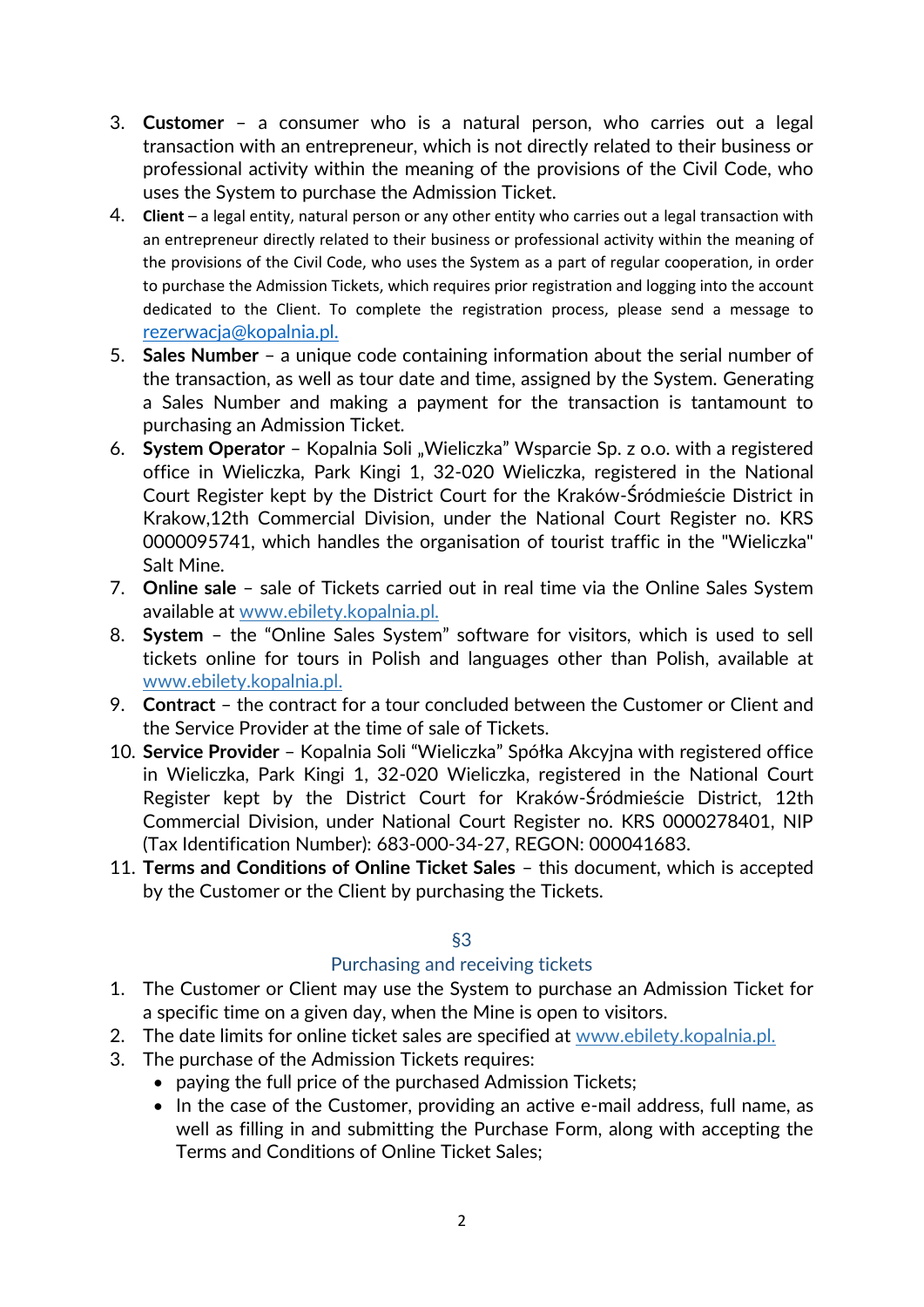3. **Customer** – a consumer who is a natural person, who carries out a legal transaction with an entrepreneur, which is not directly related to their business or professional activity within the meaning of the provisions of the Civil Code, who uses the System to purchase the Admission Ticket.
4. **Client** – a legal entity, natural person or any other entity who carries out a legal transaction with an entrepreneur directly related to their business or professional activity within the meaning of the provisions of the Civil Code, who uses the System as a part of regular cooperation, in order to purchase the Admission Tickets, which requires prior registration and logging into the account dedicated to the Client. To complete the registration process, please send a message to rezerwacja@kopalnia.pl.
5. **Sales Number** – a unique code containing information about the serial number of the transaction, as well as tour date and time, assigned by the System. Generating a Sales Number and making a payment for the transaction is tantamount to purchasing an Admission Ticket.
6. **System Operator** – Kopalnia Soli „Wieliczka" Wsparcie Sp. z o.o. with a registered office in Wieliczka, Park Kingi 1, 32-020 Wieliczka, registered in the National Court Register kept by the District Court for the Kraków-Śródmieście District in Krakow,12th Commercial Division, under the National Court Register no. KRS 0000095741, which handles the organisation of tourist traffic in the "Wieliczka" Salt Mine.
7. **Online sale** – sale of Tickets carried out in real time via the Online Sales System available at www.ebilety.kopalnia.pl.
8. **System** – the "Online Sales System" software for visitors, which is used to sell tickets online for tours in Polish and languages other than Polish, available at www.ebilety.kopalnia.pl.
9. **Contract** – the contract for a tour concluded between the Customer or Client and the Service Provider at the time of sale of Tickets.
10. **Service Provider** – Kopalnia Soli "Wieliczka" Spółka Akcyjna with registered office in Wieliczka, Park Kingi 1, 32-020 Wieliczka, registered in the National Court Register kept by the District Court for Kraków-Śródmieście District, 12th Commercial Division, under National Court Register no. KRS 0000278401, NIP (Tax Identification Number): 683-000-34-27, REGON: 000041683.
11. **Terms and Conditions of Online Ticket Sales** – this document, which is accepted by the Customer or the Client by purchasing the Tickets.

## §3

## Purchasing and receiving tickets

1. The Customer or Client may use the System to purchase an Admission Ticket for a specific time on a given day, when the Mine is open to visitors.
2. The date limits for online ticket sales are specified at www.ebilety.kopalnia.pl.
3. The purchase of the Admission Tickets requires:
   - paying the full price of the purchased Admission Tickets;
   - In the case of the Customer, providing an active e-mail address, full name, as well as filling in and submitting the Purchase Form, along with accepting the Terms and Conditions of Online Ticket Sales;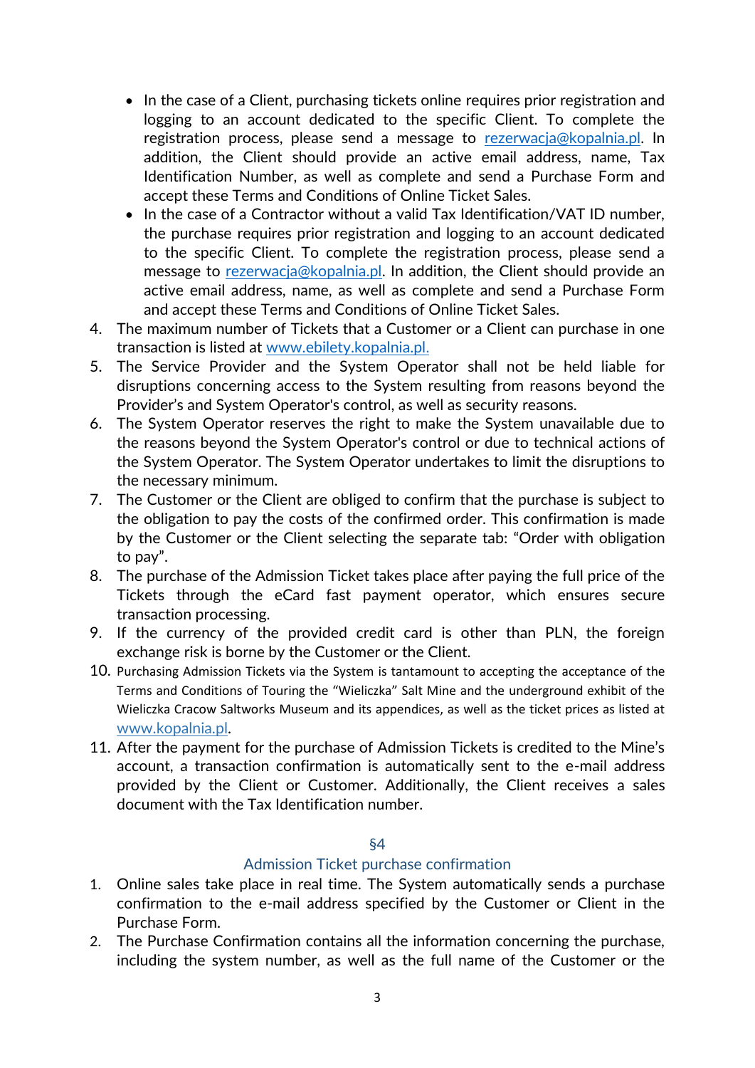- In the case of a Client, purchasing tickets online requires prior registration and logging to an account dedicated to the specific Client. To complete the registration process, please send a message to rezerwacja@kopalnia.pl. In addition, the Client should provide an active email address, name, Tax Identification Number, as well as complete and send a Purchase Form and accept these Terms and Conditions of Online Ticket Sales.
- In the case of a Contractor without a valid Tax Identification/VAT ID number, the purchase requires prior registration and logging to an account dedicated to the specific Client. To complete the registration process, please send a message to rezerwacja@kopalnia.pl. In addition, the Client should provide an active email address, name, as well as complete and send a Purchase Form and accept these Terms and Conditions of Online Ticket Sales.

4. The maximum number of Tickets that a Customer or a Client can purchase in one transaction is listed at www.ebilety.kopalnia.pl.
5. The Service Provider and the System Operator shall not be held liable for disruptions concerning access to the System resulting from reasons beyond the Provider's and System Operator's control, as well as security reasons.
6. The System Operator reserves the right to make the System unavailable due to the reasons beyond the System Operator's control or due to technical actions of the System Operator. The System Operator undertakes to limit the disruptions to the necessary minimum.
7. The Customer or the Client are obliged to confirm that the purchase is subject to the obligation to pay the costs of the confirmed order. This confirmation is made by the Customer or the Client selecting the separate tab: "Order with obligation to pay".
8. The purchase of the Admission Ticket takes place after paying the full price of the Tickets through the eCard fast payment operator, which ensures secure transaction processing.
9. If the currency of the provided credit card is other than PLN, the foreign exchange risk is borne by the Customer or the Client.
10. Purchasing Admission Tickets via the System is tantamount to accepting the acceptance of the Terms and Conditions of Touring the "Wieliczka" Salt Mine and the underground exhibit of the Wieliczka Cracow Saltworks Museum and its appendices, as well as the ticket prices as listed at www.kopalnia.pl.
11. After the payment for the purchase of Admission Tickets is credited to the Mine's account, a transaction confirmation is automatically sent to the e-mail address provided by the Client or Customer. Additionally, the Client receives a sales document with the Tax Identification number.

## §4

## Admission Ticket purchase confirmation

1. Online sales take place in real time. The System automatically sends a purchase confirmation to the e-mail address specified by the Customer or Client in the Purchase Form.
2. The Purchase Confirmation contains all the information concerning the purchase, including the system number, as well as the full name of the Customer or the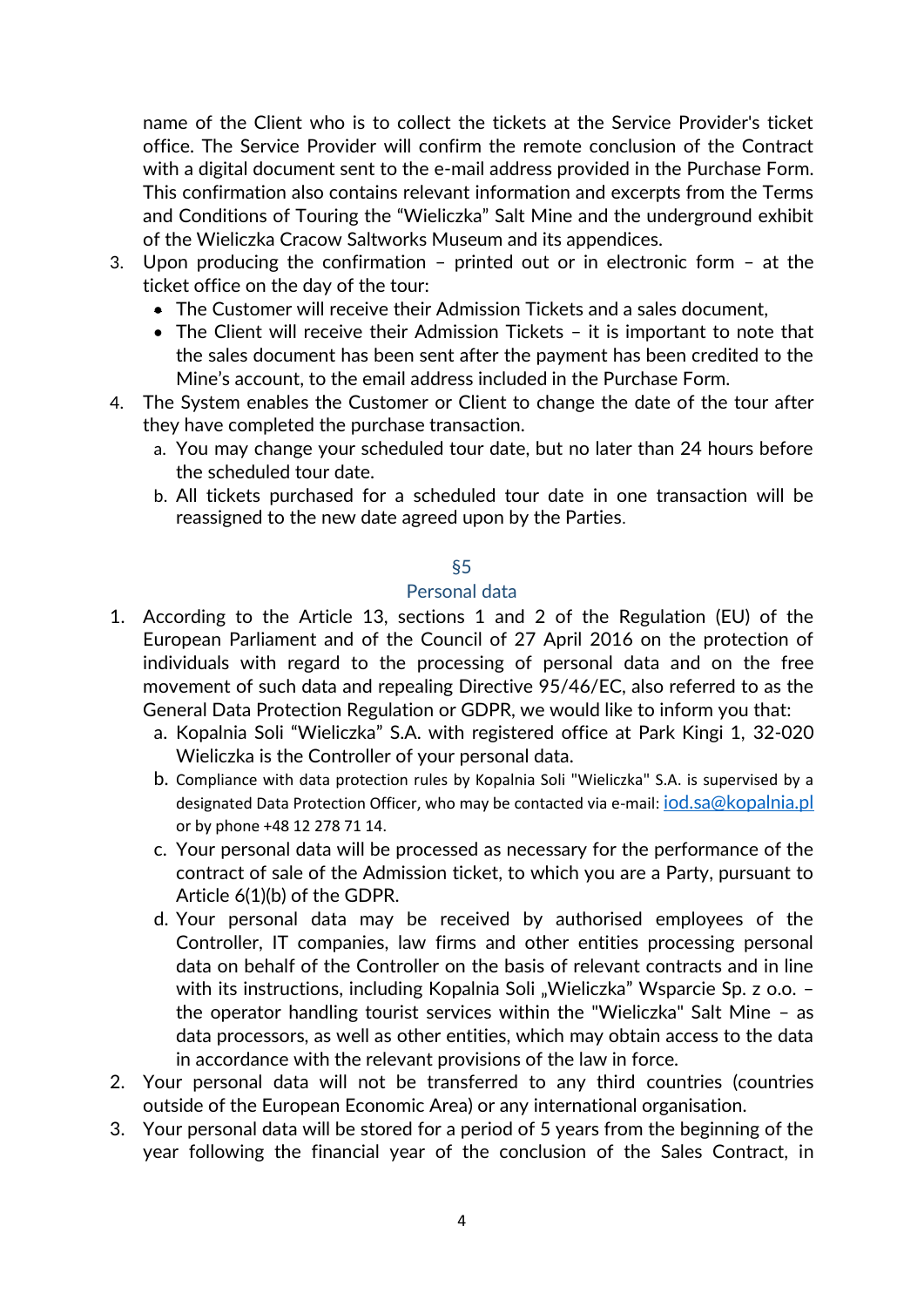name of the Client who is to collect the tickets at the Service Provider's ticket office. The Service Provider will confirm the remote conclusion of the Contract with a digital document sent to the e-mail address provided in the Purchase Form. This confirmation also contains relevant information and excerpts from the Terms and Conditions of Touring the "Wieliczka" Salt Mine and the underground exhibit of the Wieliczka Cracow Saltworks Museum and its appendices.

3. Upon producing the confirmation – printed out or in electronic form – at the ticket office on the day of the tour:
   - The Customer will receive their Admission Tickets and a sales document,
   - The Client will receive their Admission Tickets – it is important to note that the sales document has been sent after the payment has been credited to the Mine's account, to the email address included in the Purchase Form.
4. The System enables the Customer or Client to change the date of the tour after they have completed the purchase transaction.
   a. You may change your scheduled tour date, but no later than 24 hours before the scheduled tour date.
   b. All tickets purchased for a scheduled tour date in one transaction will be reassigned to the new date agreed upon by the Parties.

## §5
## Personal data

1. According to the Article 13, sections 1 and 2 of the Regulation (EU) of the European Parliament and of the Council of 27 April 2016 on the protection of individuals with regard to the processing of personal data and on the free movement of such data and repealing Directive 95/46/EC, also referred to as the General Data Protection Regulation or GDPR, we would like to inform you that:
   a. Kopalnia Soli "Wieliczka" S.A. with registered office at Park Kingi 1, 32-020 Wieliczka is the Controller of your personal data.
   b. Compliance with data protection rules by Kopalnia Soli "Wieliczka" S.A. is supervised by a designated Data Protection Officer, who may be contacted via e-mail: iod.sa@kopalnia.pl or by phone +48 12 278 71 14.
   c. Your personal data will be processed as necessary for the performance of the contract of sale of the Admission ticket, to which you are a Party, pursuant to Article 6(1)(b) of the GDPR.
   d. Your personal data may be received by authorised employees of the Controller, IT companies, law firms and other entities processing personal data on behalf of the Controller on the basis of relevant contracts and in line with its instructions, including Kopalnia Soli „Wieliczka" Wsparcie Sp. z o.o. – the operator handling tourist services within the "Wieliczka" Salt Mine – as data processors, as well as other entities, which may obtain access to the data in accordance with the relevant provisions of the law in force.
2. Your personal data will not be transferred to any third countries (countries outside of the European Economic Area) or any international organisation.
3. Your personal data will be stored for a period of 5 years from the beginning of the year following the financial year of the conclusion of the Sales Contract, in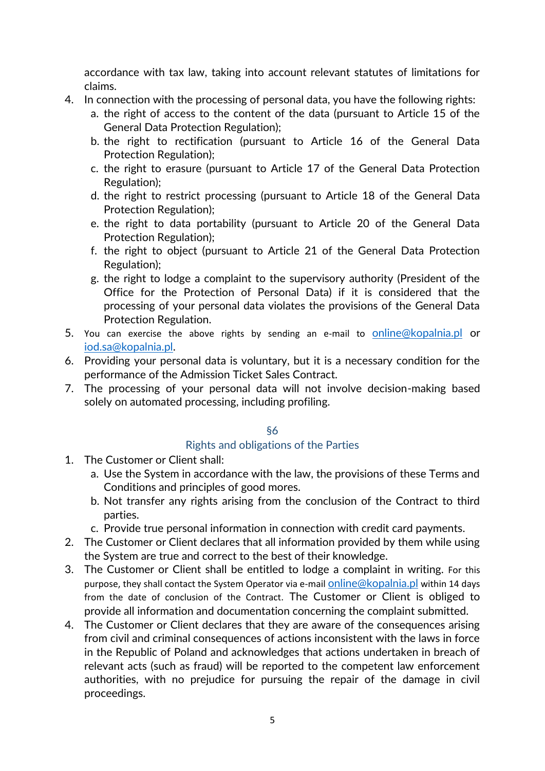accordance with tax law, taking into account relevant statutes of limitations for claims.

4. In connection with the processing of personal data, you have the following rights:
   a. the right of access to the content of the data (pursuant to Article 15 of the General Data Protection Regulation);
   b. the right to rectification (pursuant to Article 16 of the General Data Protection Regulation);
   c. the right to erasure (pursuant to Article 17 of the General Data Protection Regulation);
   d. the right to restrict processing (pursuant to Article 18 of the General Data Protection Regulation);
   e. the right to data portability (pursuant to Article 20 of the General Data Protection Regulation);
   f. the right to object (pursuant to Article 21 of the General Data Protection Regulation);
   g. the right to lodge a complaint to the supervisory authority (President of the Office for the Protection of Personal Data) if it is considered that the processing of your personal data violates the provisions of the General Data Protection Regulation.
5. You can exercise the above rights by sending an e-mail to online@kopalnia.pl or iod.sa@kopalnia.pl.
6. Providing your personal data is voluntary, but it is a necessary condition for the performance of the Admission Ticket Sales Contract.
7. The processing of your personal data will not involve decision-making based solely on automated processing, including profiling.

## §6
## Rights and obligations of the Parties

1. The Customer or Client shall:
   a. Use the System in accordance with the law, the provisions of these Terms and Conditions and principles of good mores.
   b. Not transfer any rights arising from the conclusion of the Contract to third parties.
   c. Provide true personal information in connection with credit card payments.
2. The Customer or Client declares that all information provided by them while using the System are true and correct to the best of their knowledge.
3. The Customer or Client shall be entitled to lodge a complaint in writing. For this purpose, they shall contact the System Operator via e-mail online@kopalnia.pl within 14 days from the date of conclusion of the Contract. The Customer or Client is obliged to provide all information and documentation concerning the complaint submitted.
4. The Customer or Client declares that they are aware of the consequences arising from civil and criminal consequences of actions inconsistent with the laws in force in the Republic of Poland and acknowledges that actions undertaken in breach of relevant acts (such as fraud) will be reported to the competent law enforcement authorities, with no prejudice for pursuing the repair of the damage in civil proceedings.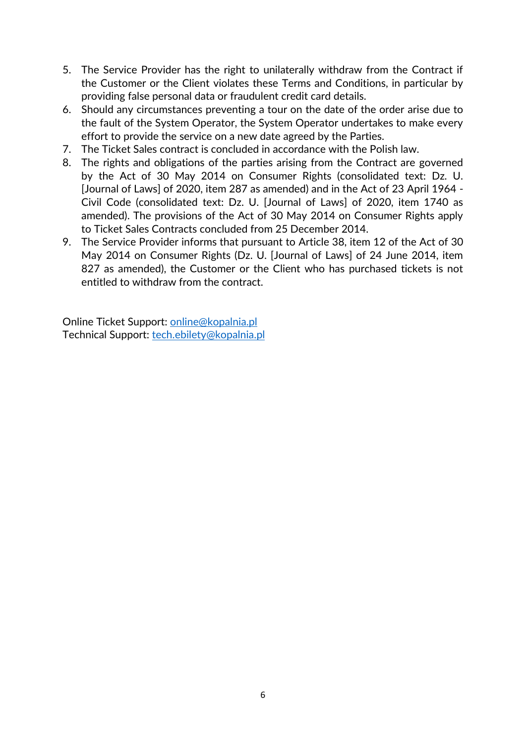5. The Service Provider has the right to unilaterally withdraw from the Contract if the Customer or the Client violates these Terms and Conditions, in particular by providing false personal data or fraudulent credit card details.
6. Should any circumstances preventing a tour on the date of the order arise due to the fault of the System Operator, the System Operator undertakes to make every effort to provide the service on a new date agreed by the Parties.
7. The Ticket Sales contract is concluded in accordance with the Polish law.
8. The rights and obligations of the parties arising from the Contract are governed by the Act of 30 May 2014 on Consumer Rights (consolidated text: Dz. U. [Journal of Laws] of 2020, item 287 as amended) and in the Act of 23 April 1964 - Civil Code (consolidated text: Dz. U. [Journal of Laws] of 2020, item 1740 as amended). The provisions of the Act of 30 May 2014 on Consumer Rights apply to Ticket Sales Contracts concluded from 25 December 2014.
9. The Service Provider informs that pursuant to Article 38, item 12 of the Act of 30 May 2014 on Consumer Rights (Dz. U. [Journal of Laws] of 24 June 2014, item 827 as amended), the Customer or the Client who has purchased tickets is not entitled to withdraw from the contract.

Online Ticket Support: online@kopalnia.pl
Technical Support: tech.ebilety@kopalnia.pl